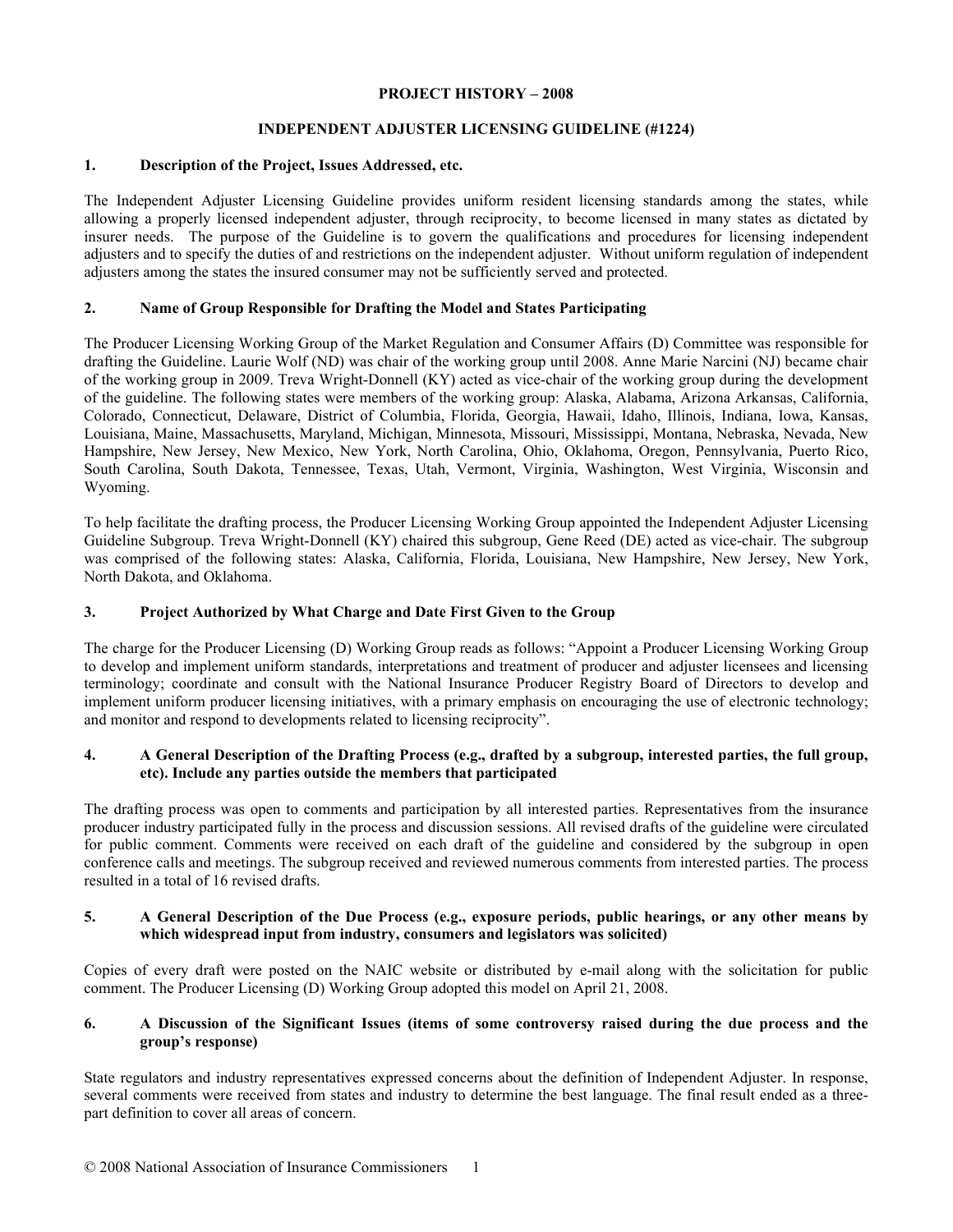**PROJECT HISTORY – 2008**

**INDEPENDENT ADJUSTER LICENSING GUIDELINE (#1224)**

## 1. Description of the Project, Issues Addressed, etc.

The Independent Adjuster Licensing Guideline provides uniform resident licensing standards among the states, while allowing a properly licensed independent adjuster, through reciprocity, to become licensed in many states as dictated by insurer needs. The purpose of the Guideline is to govern the qualifications and procedures for licensing independent adjusters and to specify the duties of and restrictions on the independent adjuster. Without uniform regulation of independent adjusters among the states the insured consumer may not be sufficiently served and protected.

## 2. Name of Group Responsible for Drafting the Model and States Participating

The Producer Licensing Working Group of the Market Regulation and Consumer Affairs (D) Committee was responsible for drafting the Guideline. Laurie Wolf (ND) was chair of the working group until 2008. Anne Marie Narcini (NJ) became chair of the working group in 2009. Treva Wright-Donnell (KY) acted as vice-chair of the working group during the development of the guideline. The following states were members of the working group: Alaska, Alabama, Arizona Arkansas, California, Colorado, Connecticut, Delaware, District of Columbia, Florida, Georgia, Hawaii, Idaho, Illinois, Indiana, Iowa, Kansas, Louisiana, Maine, Massachusetts, Maryland, Michigan, Minnesota, Missouri, Mississippi, Montana, Nebraska, Nevada, New Hampshire, New Jersey, New Mexico, New York, North Carolina, Ohio, Oklahoma, Oregon, Pennsylvania, Puerto Rico, South Carolina, South Dakota, Tennessee, Texas, Utah, Vermont, Virginia, Washington, West Virginia, Wisconsin and Wyoming.

To help facilitate the drafting process, the Producer Licensing Working Group appointed the Independent Adjuster Licensing Guideline Subgroup. Treva Wright-Donnell (KY) chaired this subgroup, Gene Reed (DE) acted as vice-chair. The subgroup was comprised of the following states: Alaska, California, Florida, Louisiana, New Hampshire, New Jersey, New York, North Dakota, and Oklahoma.

## 3. Project Authorized by What Charge and Date First Given to the Group

The charge for the Producer Licensing (D) Working Group reads as follows: "Appoint a Producer Licensing Working Group to develop and implement uniform standards, interpretations and treatment of producer and adjuster licensees and licensing terminology; coordinate and consult with the National Insurance Producer Registry Board of Directors to develop and implement uniform producer licensing initiatives, with a primary emphasis on encouraging the use of electronic technology; and monitor and respond to developments related to licensing reciprocity".

## 4. A General Description of the Drafting Process (e.g., drafted by a subgroup, interested parties, the full group, etc). Include any parties outside the members that participated

The drafting process was open to comments and participation by all interested parties. Representatives from the insurance producer industry participated fully in the process and discussion sessions. All revised drafts of the guideline were circulated for public comment. Comments were received on each draft of the guideline and considered by the subgroup in open conference calls and meetings. The subgroup received and reviewed numerous comments from interested parties. The process resulted in a total of 16 revised drafts.

## 5. A General Description of the Due Process (e.g., exposure periods, public hearings, or any other means by which widespread input from industry, consumers and legislators was solicited)

Copies of every draft were posted on the NAIC website or distributed by e-mail along with the solicitation for public comment. The Producer Licensing (D) Working Group adopted this model on April 21, 2008.

## 6. A Discussion of the Significant Issues (items of some controversy raised during the due process and the group's response)

State regulators and industry representatives expressed concerns about the definition of Independent Adjuster. In response, several comments were received from states and industry to determine the best language. The final result ended as a three-part definition to cover all areas of concern.

© 2008 National Association of Insurance Commissioners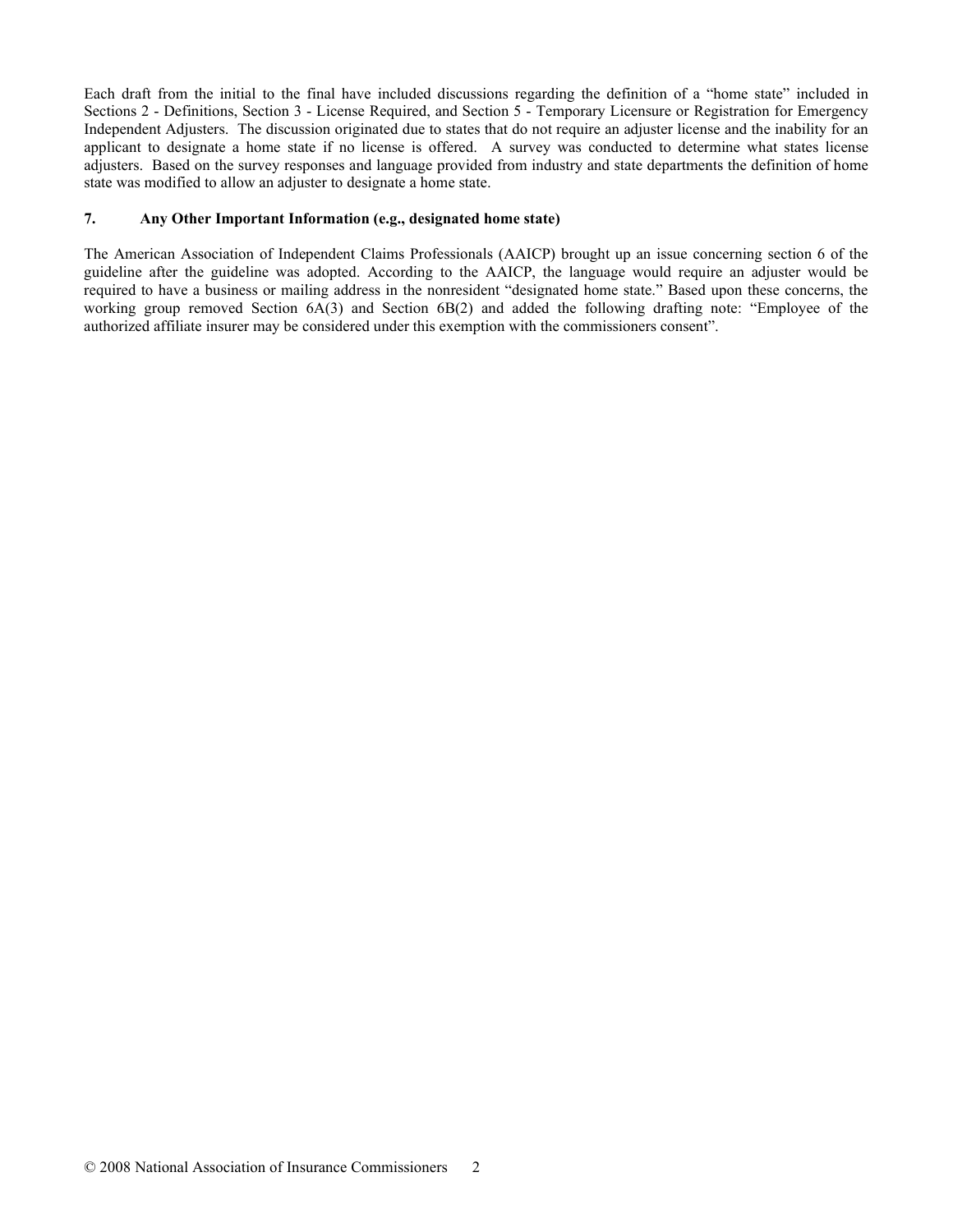Each draft from the initial to the final have included discussions regarding the definition of a "home state" included in Sections 2 - Definitions, Section 3 - License Required, and Section 5 - Temporary Licensure or Registration for Emergency Independent Adjusters. The discussion originated due to states that do not require an adjuster license and the inability for an applicant to designate a home state if no license is offered. A survey was conducted to determine what states license adjusters. Based on the survey responses and language provided from industry and state departments the definition of home state was modified to allow an adjuster to designate a home state.

### 7. Any Other Important Information (e.g., designated home state)

The American Association of Independent Claims Professionals (AAICP) brought up an issue concerning section 6 of the guideline after the guideline was adopted. According to the AAICP, the language would require an adjuster would be required to have a business or mailing address in the nonresident "designated home state." Based upon these concerns, the working group removed Section 6A(3) and Section 6B(2) and added the following drafting note: "Employee of the authorized affiliate insurer may be considered under this exemption with the commissioners consent".

© 2008 National Association of Insurance Commissioners